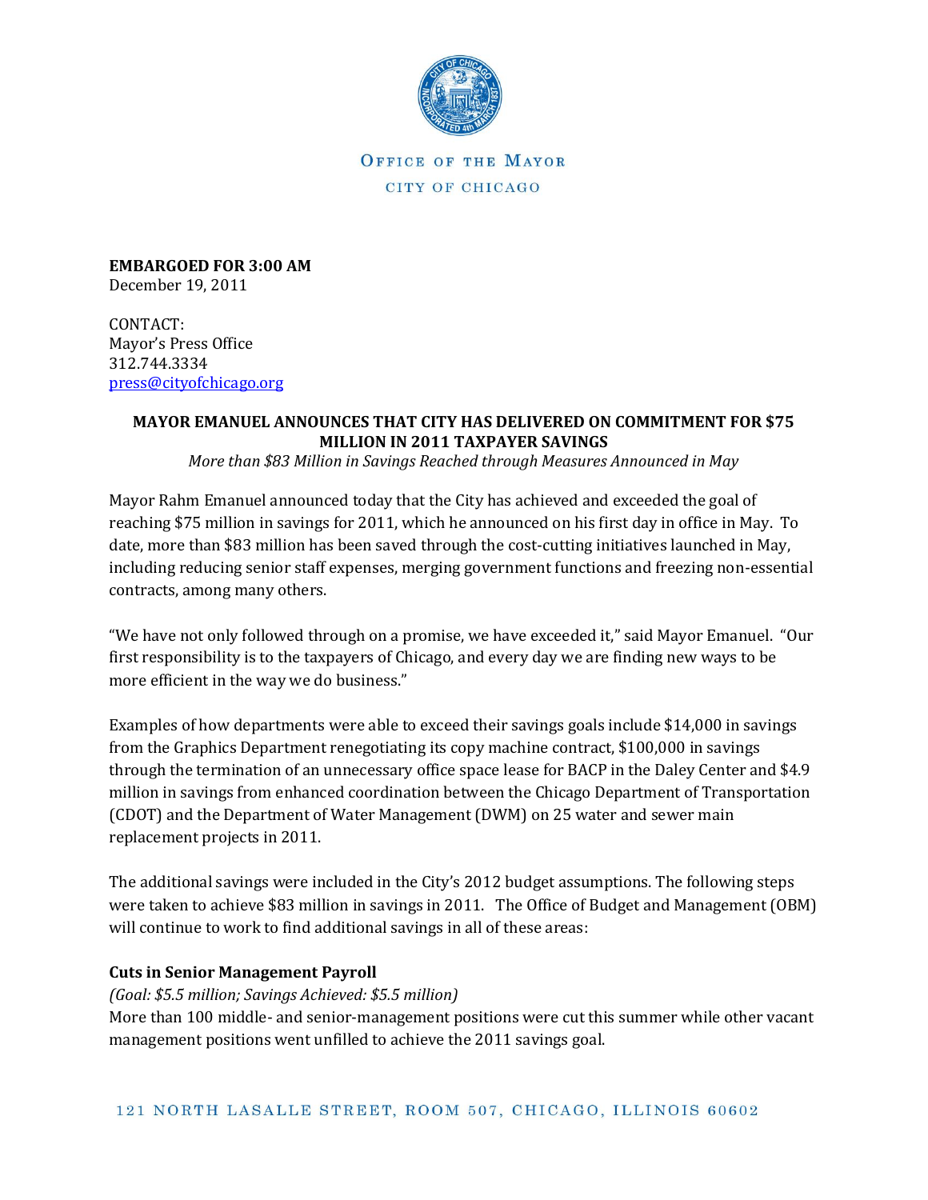OFFICE OF THE MAYOR

CITY OF CHICAGO

**EMBARGOED FOR 3:00 AM**
December 19, 2011

CONTACT:
Mayor's Press Office
312.744.3334
press@cityofchicago.org

**MAYOR EMANUEL ANNOUNCES THAT CITY HAS DELIVERED ON COMMITMENT FOR $75 MILLION IN 2011 TAXPAYER SAVINGS**

*More than $83 Million in Savings Reached through Measures Announced in May*

Mayor Rahm Emanuel announced today that the City has achieved and exceeded the goal of reaching $75 million in savings for 2011, which he announced on his first day in office in May. To date, more than $83 million has been saved through the cost-cutting initiatives launched in May, including reducing senior staff expenses, merging government functions and freezing non-essential contracts, among many others.

"We have not only followed through on a promise, we have exceeded it," said Mayor Emanuel. "Our first responsibility is to the taxpayers of Chicago, and every day we are finding new ways to be more efficient in the way we do business."

Examples of how departments were able to exceed their savings goals include $14,000 in savings from the Graphics Department renegotiating its copy machine contract, $100,000 in savings through the termination of an unnecessary office space lease for BACP in the Daley Center and $4.9 million in savings from enhanced coordination between the Chicago Department of Transportation (CDOT) and the Department of Water Management (DWM) on 25 water and sewer main replacement projects in 2011.

The additional savings were included in the City's 2012 budget assumptions. The following steps were taken to achieve $83 million in savings in 2011. The Office of Budget and Management (OBM) will continue to work to find additional savings in all of these areas:

**Cuts in Senior Management Payroll**

*(Goal: $5.5 million; Savings Achieved: $5.5 million)*

More than 100 middle- and senior-management positions were cut this summer while other vacant management positions went unfilled to achieve the 2011 savings goal.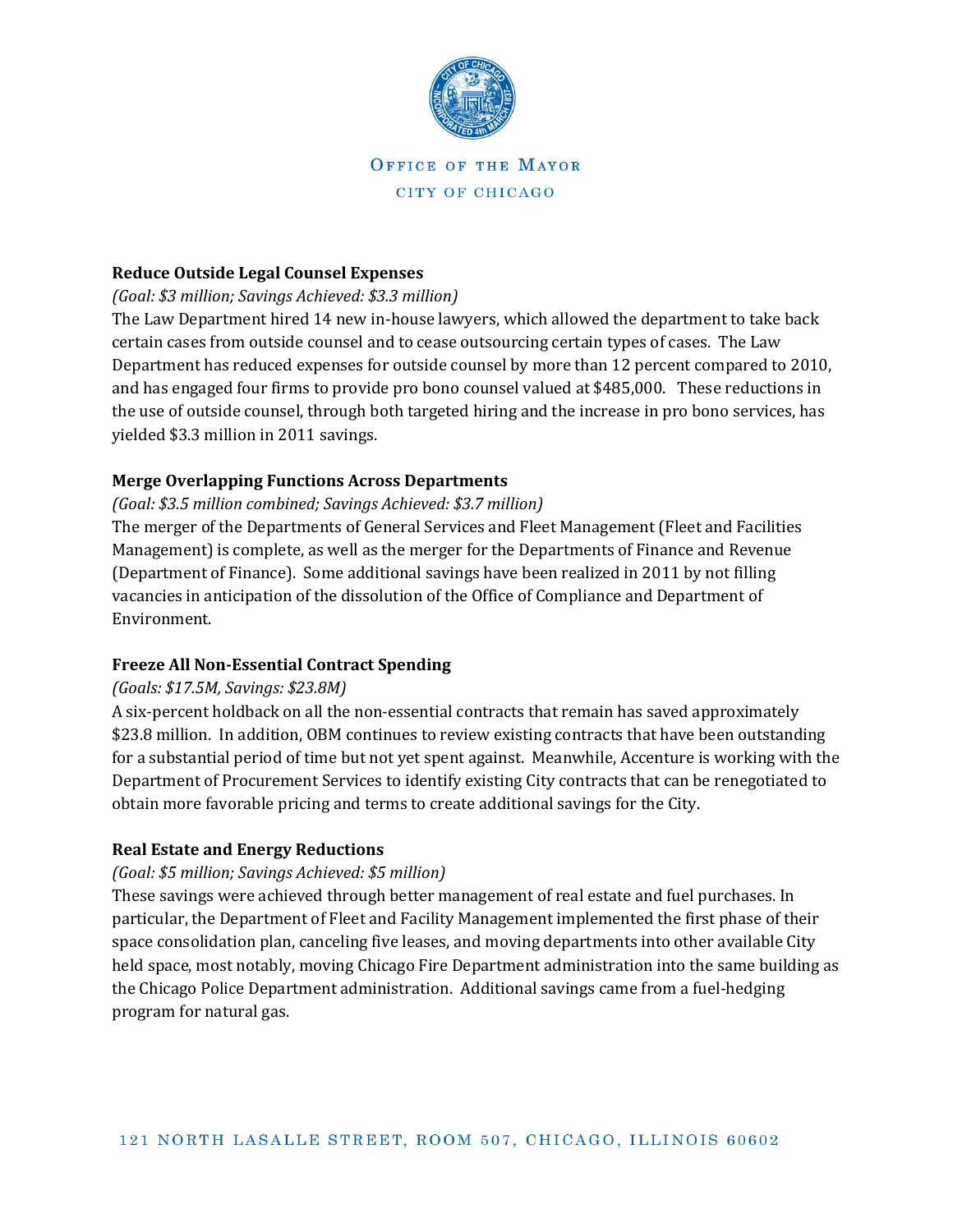**Reduce Outside Legal Counsel Expenses**

*(Goal: $3 million; Savings Achieved: $3.3 million)*

The Law Department hired 14 new in-house lawyers, which allowed the department to take back certain cases from outside counsel and to cease outsourcing certain types of cases. The Law Department has reduced expenses for outside counsel by more than 12 percent compared to 2010, and has engaged four firms to provide pro bono counsel valued at $485,000. These reductions in the use of outside counsel, through both targeted hiring and the increase in pro bono services, has yielded $3.3 million in 2011 savings.

**Merge Overlapping Functions Across Departments**

*(Goal: $3.5 million combined; Savings Achieved: $3.7 million)*

The merger of the Departments of General Services and Fleet Management (Fleet and Facilities Management) is complete, as well as the merger for the Departments of Finance and Revenue (Department of Finance). Some additional savings have been realized in 2011 by not filling vacancies in anticipation of the dissolution of the Office of Compliance and Department of Environment.

**Freeze All Non-Essential Contract Spending**

*(Goals: $17.5M, Savings: $23.8M)*

A six-percent holdback on all the non-essential contracts that remain has saved approximately $23.8 million. In addition, OBM continues to review existing contracts that have been outstanding for a substantial period of time but not yet spent against. Meanwhile, Accenture is working with the Department of Procurement Services to identify existing City contracts that can be renegotiated to obtain more favorable pricing and terms to create additional savings for the City.

**Real Estate and Energy Reductions**

*(Goal: $5 million; Savings Achieved: $5 million)*

These savings were achieved through better management of real estate and fuel purchases. In particular, the Department of Fleet and Facility Management implemented the first phase of their space consolidation plan, canceling five leases, and moving departments into other available City held space, most notably, moving Chicago Fire Department administration into the same building as the Chicago Police Department administration. Additional savings came from a fuel-hedging program for natural gas.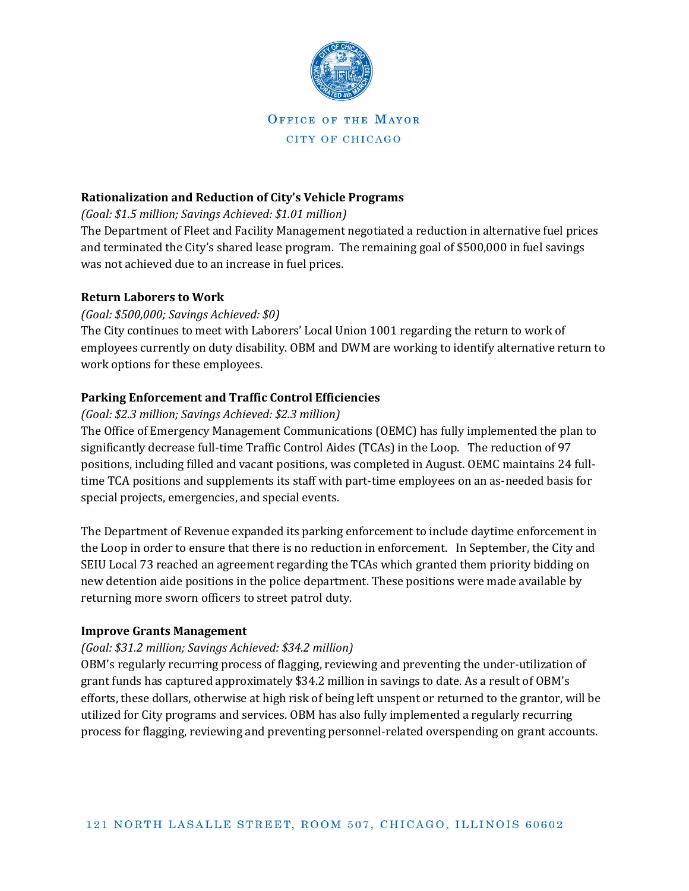**Rationalization and Reduction of City's Vehicle Programs**

*(Goal: $1.5 million; Savings Achieved: $1.01 million)*

The Department of Fleet and Facility Management negotiated a reduction in alternative fuel prices and terminated the City's shared lease program. The remaining goal of $500,000 in fuel savings was not achieved due to an increase in fuel prices.

**Return Laborers to Work**

*(Goal: $500,000; Savings Achieved: $0)*

The City continues to meet with Laborers' Local Union 1001 regarding the return to work of employees currently on duty disability. OBM and DWM are working to identify alternative return to work options for these employees.

**Parking Enforcement and Traffic Control Efficiencies**

*(Goal: $2.3 million; Savings Achieved: $2.3 million)*

The Office of Emergency Management Communications (OEMC) has fully implemented the plan to significantly decrease full-time Traffic Control Aides (TCAs) in the Loop. The reduction of 97 positions, including filled and vacant positions, was completed in August. OEMC maintains 24 full-time TCA positions and supplements its staff with part-time employees on an as-needed basis for special projects, emergencies, and special events.

The Department of Revenue expanded its parking enforcement to include daytime enforcement in the Loop in order to ensure that there is no reduction in enforcement. In September, the City and SEIU Local 73 reached an agreement regarding the TCAs which granted them priority bidding on new detention aide positions in the police department. These positions were made available by returning more sworn officers to street patrol duty.

**Improve Grants Management**

*(Goal: $31.2 million; Savings Achieved: $34.2 million)*

OBM's regularly recurring process of flagging, reviewing and preventing the under-utilization of grant funds has captured approximately $34.2 million in savings to date. As a result of OBM's efforts, these dollars, otherwise at high risk of being left unspent or returned to the grantor, will be utilized for City programs and services. OBM has also fully implemented a regularly recurring process for flagging, reviewing and preventing personnel-related overspending on grant accounts.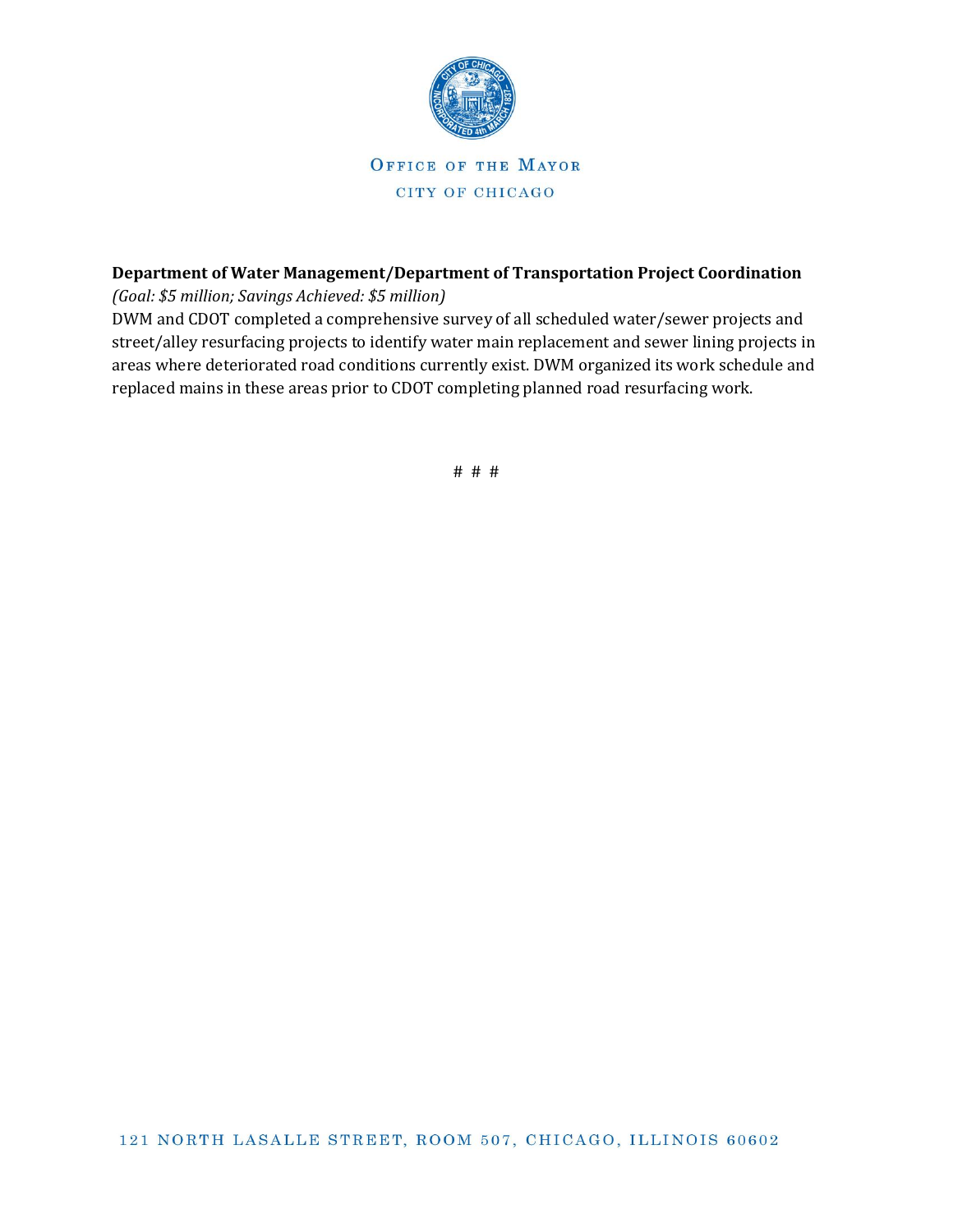OFFICE OF THE MAYOR
CITY OF CHICAGO

**Department of Water Management/Department of Transportation Project Coordination**
*(Goal: $5 million; Savings Achieved: $5 million)*
DWM and CDOT completed a comprehensive survey of all scheduled water/sewer projects and street/alley resurfacing projects to identify water main replacement and sewer lining projects in areas where deteriorated road conditions currently exist. DWM organized its work schedule and replaced mains in these areas prior to CDOT completing planned road resurfacing work.

# # #

121 NORTH LASALLE STREET, ROOM 507, CHICAGO, ILLINOIS 60602